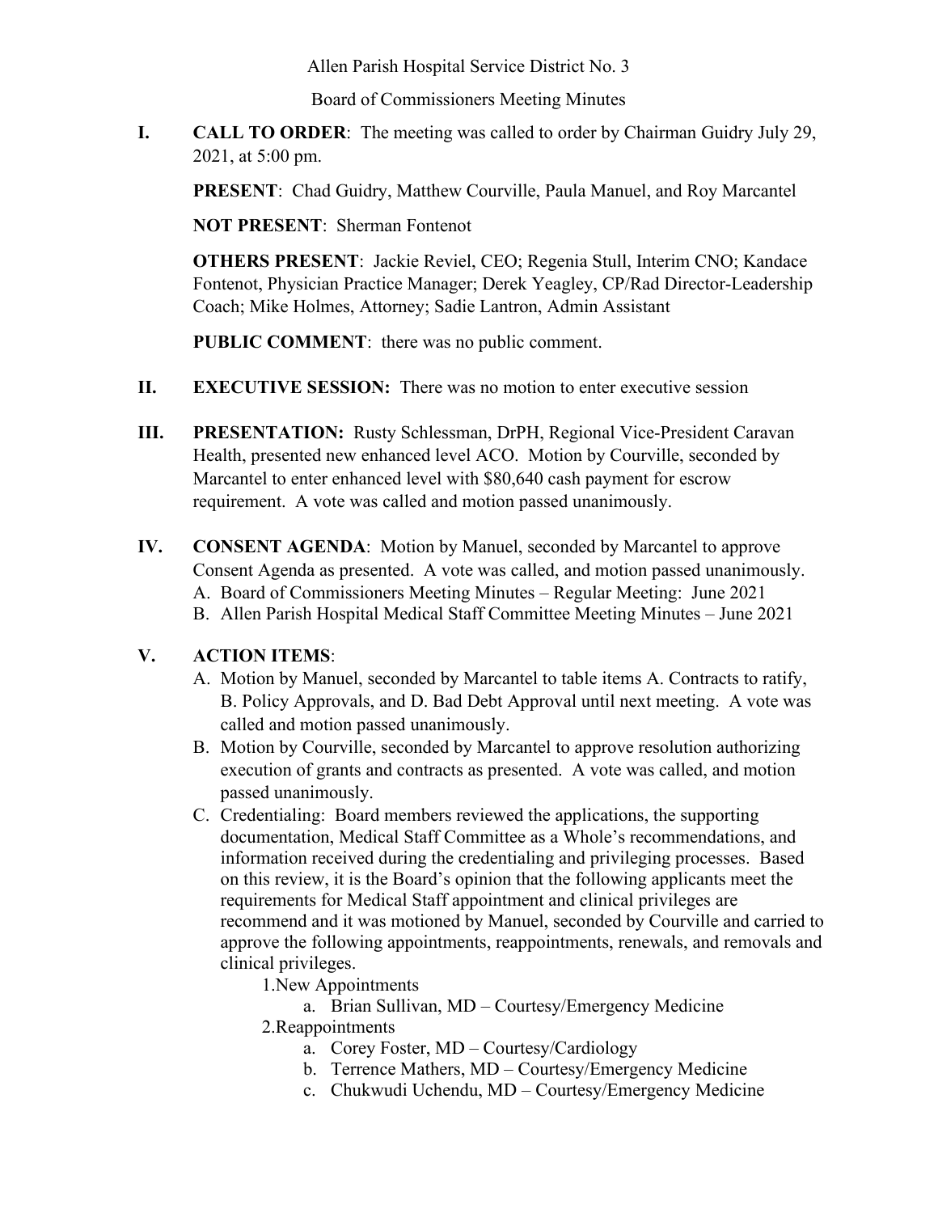Allen Parish Hospital Service District No. 3

Board of Commissioners Meeting Minutes

**I. CALL TO ORDER**: The meeting was called to order by Chairman Guidry July 29, 2021, at 5:00 pm.

**PRESENT**: Chad Guidry, Matthew Courville, Paula Manuel, and Roy Marcantel

**NOT PRESENT**: Sherman Fontenot

**OTHERS PRESENT**: Jackie Reviel, CEO; Regenia Stull, Interim CNO; Kandace Fontenot, Physician Practice Manager; Derek Yeagley, CP/Rad Director-Leadership Coach; Mike Holmes, Attorney; Sadie Lantron, Admin Assistant

**PUBLIC COMMENT**: there was no public comment.

**II. EXECUTIVE SESSION:** There was no motion to enter executive session

**III. PRESENTATION:** Rusty Schlessman, DrPH, Regional Vice-President Caravan Health, presented new enhanced level ACO. Motion by Courville, seconded by Marcantel to enter enhanced level with $80,640 cash payment for escrow requirement. A vote was called and motion passed unanimously.

**IV. CONSENT AGENDA**: Motion by Manuel, seconded by Marcantel to approve Consent Agenda as presented. A vote was called, and motion passed unanimously.

A. Board of Commissioners Meeting Minutes – Regular Meeting: June 2021
B. Allen Parish Hospital Medical Staff Committee Meeting Minutes – June 2021

**V. ACTION ITEMS**:

A. Motion by Manuel, seconded by Marcantel to table items A. Contracts to ratify, B. Policy Approvals, and D. Bad Debt Approval until next meeting. A vote was called and motion passed unanimously.

B. Motion by Courville, seconded by Marcantel to approve resolution authorizing execution of grants and contracts as presented. A vote was called, and motion passed unanimously.

C. Credentialing: Board members reviewed the applications, the supporting documentation, Medical Staff Committee as a Whole's recommendations, and information received during the credentialing and privileging processes. Based on this review, it is the Board's opinion that the following applicants meet the requirements for Medical Staff appointment and clinical privileges are recommend and it was motioned by Manuel, seconded by Courville and carried to approve the following appointments, reappointments, renewals, and removals and clinical privileges.

1. New Appointments
   a. Brian Sullivan, MD – Courtesy/Emergency Medicine
2. Reappointments
   a. Corey Foster, MD – Courtesy/Cardiology
   b. Terrence Mathers, MD – Courtesy/Emergency Medicine
   c. Chukwudi Uchendu, MD – Courtesy/Emergency Medicine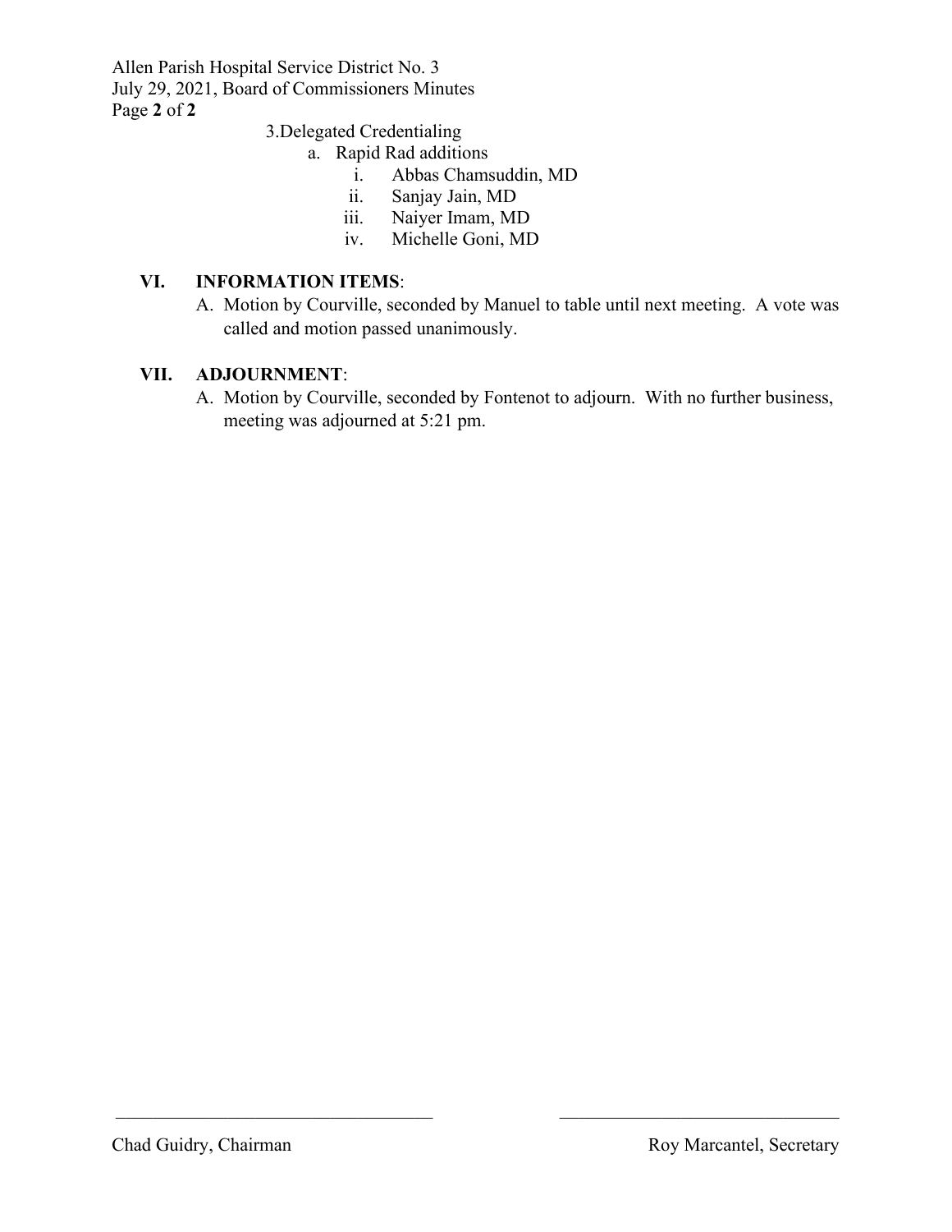3. Delegated Credentialing
   a. Rapid Rad additions
      i. Abbas Chamsuddin, MD
      ii. Sanjay Jain, MD
      iii. Naiyer Imam, MD
      iv. Michelle Goni, MD

## VI. INFORMATION ITEMS:

A. Motion by Courville, seconded by Manuel to table until next meeting. A vote was called and motion passed unanimously.

## VII. ADJOURNMENT:

A. Motion by Courville, seconded by Fontenot to adjourn. With no further business, meeting was adjourned at 5:21 pm.

\_\_\_\_\_\_\_\_\_\_\_\_\_\_\_\_\_\_\_\_\_\_\_\_\_\_\_\_\_\_\_\_\_\_\_\_

Chad Guidry, Chairman

\_\_\_\_\_\_\_\_\_\_\_\_\_\_\_\_\_\_\_\_\_\_\_\_\_\_\_\_\_\_\_\_\_\_\_\_

Roy Marcantel, Secretary